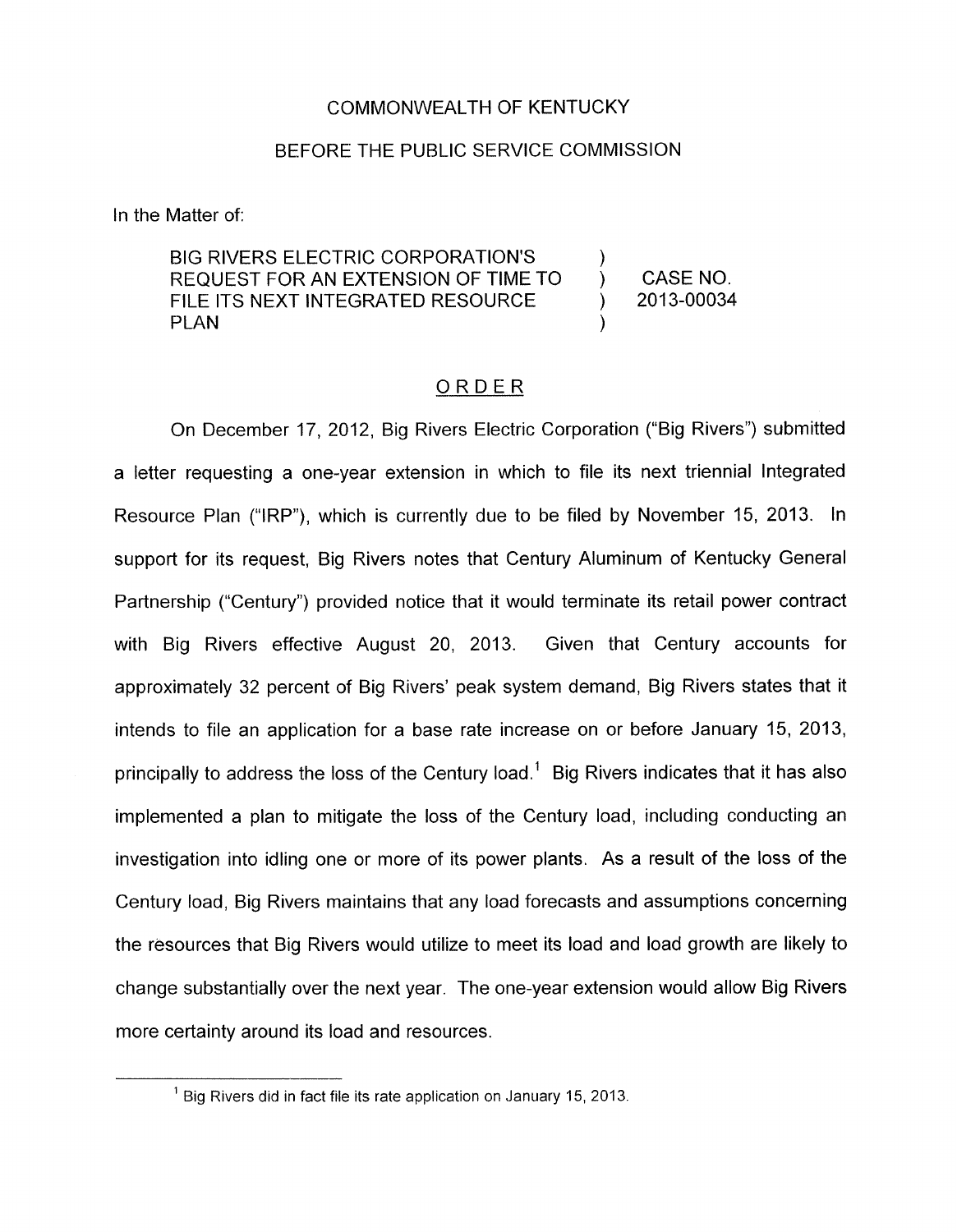COMMONWEALTH OF KENTUCKY

BEFORE THE PUBLIC SERVICE COMMISSION

In the Matter of:

| | | |
|---|---|---|
| BIG RIVERS ELECTRIC CORPORATION'S REQUEST FOR AN EXTENSION OF TIME TO FILE ITS NEXT INTEGRATED RESOURCE PLAN | ) | CASE NO. 2013-00034 |

## ORDER

On December 17, 2012, Big Rivers Electric Corporation ("Big Rivers") submitted a letter requesting a one-year extension in which to file its next triennial Integrated Resource Plan ("IRP"), which is currently due to be filed by November 15, 2013. In support for its request, Big Rivers notes that Century Aluminum of Kentucky General Partnership ("Century") provided notice that it would terminate its retail power contract with Big Rivers effective August 20, 2013. Given that Century accounts for approximately 32 percent of Big Rivers' peak system demand, Big Rivers states that it intends to file an application for a base rate increase on or before January 15, 2013, principally to address the loss of the Century load.[1] Big Rivers indicates that it has also implemented a plan to mitigate the loss of the Century load, including conducting an investigation into idling one or more of its power plants. As a result of the loss of the Century load, Big Rivers maintains that any load forecasts and assumptions concerning the resources that Big Rivers would utilize to meet its load and load growth are likely to change substantially over the next year. The one-year extension would allow Big Rivers more certainty around its load and resources.

[1] Big Rivers did in fact file its rate application on January 15, 2013.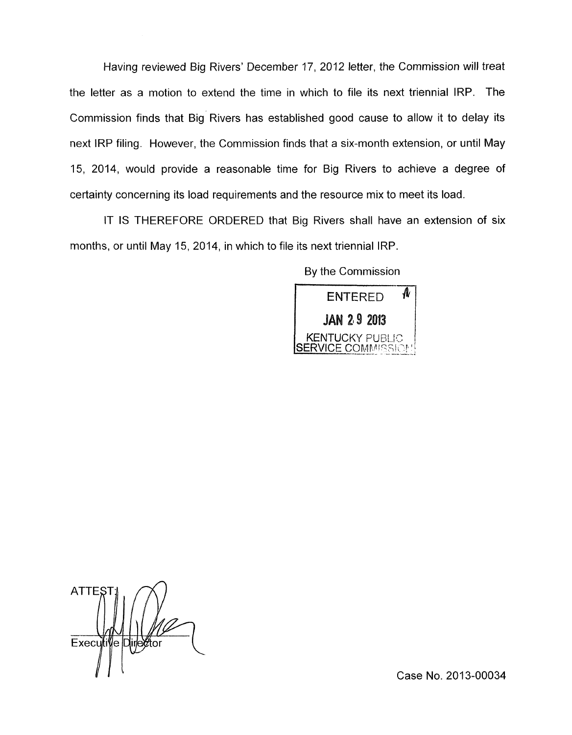Having reviewed Big Rivers' December 17, 2012 letter, the Commission will treat the letter as a motion to extend the time in which to file its next triennial IRP. The Commission finds that Big Rivers has established good cause to allow it to delay its next IRP filing. However, the Commission finds that a six-month extension, or until May 15, 2014, would provide a reasonable time for Big Rivers to achieve a degree of certainty concerning its load requirements and the resource mix to meet its load.

IT IS THEREFORE ORDERED that Big Rivers shall have an extension of six months, or until May 15, 2014, in which to file its next triennial IRP.

By the Commission

ENTERED
JAN 29 2013
KENTUCKY PUBLIC SERVICE COMMISSION

ATTEST:

Executive Director

Case No. 2013-00034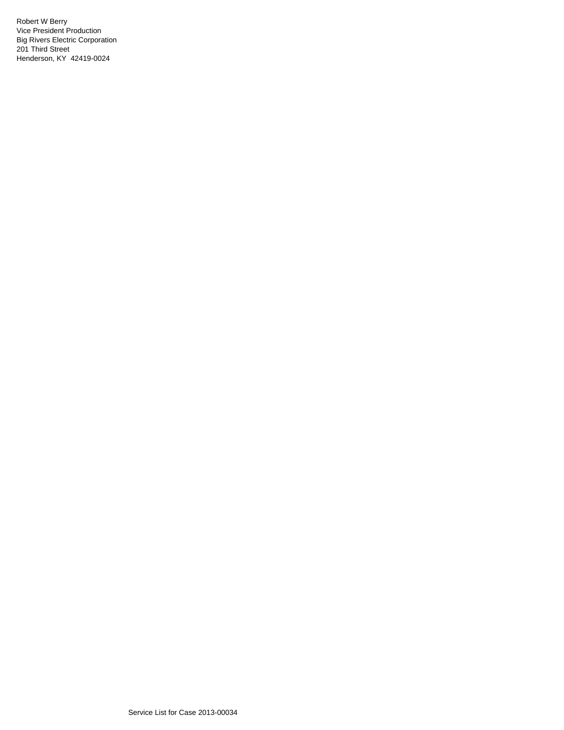Robert W Berry
Vice President Production
Big Rivers Electric Corporation
201 Third Street
Henderson, KY 42419-0024